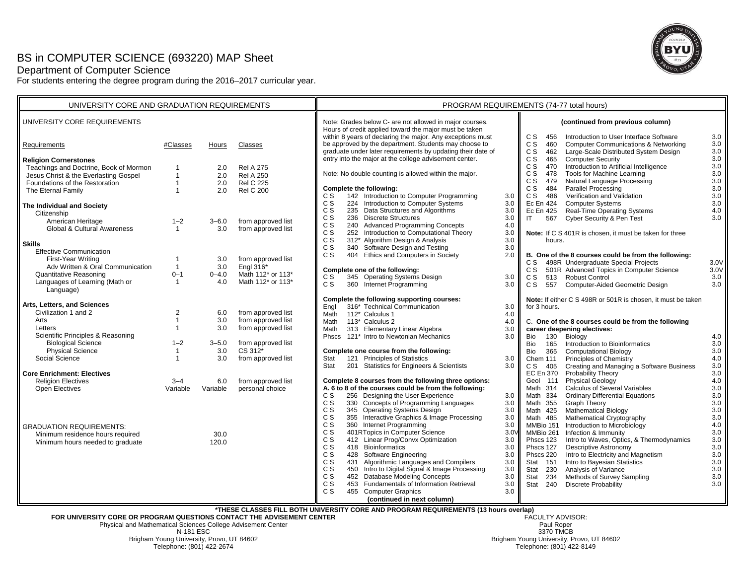# BS in COMPUTER SCIENCE (693220) MAP Sheet

## Department of Computer Science

For students entering the degree program during the 2016–2017 curricular year.

## UNIVERSITY CORE AND GRADUATION REQUIREMENTS

### UNIVERSITY CORE REQUIREMENTS

| Requirements | #Classes | Hours | Classes |
|---|---|---|---|
| **Religion Cornerstones** | | | |
| Teachings and Doctrine, Book of Mormon | 1 | 2.0 | Rel A 275 |
| Jesus Christ & the Everlasting Gospel | 1 | 2.0 | Rel A 250 |
| Foundations of the Restoration | 1 | 2.0 | Rel C 225 |
| The Eternal Family | 1 | 2.0 | Rel C 200 |
| **The Individual and Society** | | | |
| Citizenship | | | |
| American Heritage | 1–2 | 3–6.0 | from approved list |
| Global & Cultural Awareness | 1 | 3.0 | from approved list |
| **Skills** | | | |
| Effective Communication | | | |
| First-Year Writing | 1 | 3.0 | from approved list |
| Adv Written & Oral Communication | 1 | 3.0 | Engl 316* |
| Quantitative Reasoning | 0–1 | 0–4.0 | Math 112* or 113* |
| Languages of Learning (Math or Language) | 1 | 4.0 | Math 112* or 113* |
| **Arts, Letters, and Sciences** | | | |
| Civilization 1 and 2 | 2 | 6.0 | from approved list |
| Arts | 1 | 3.0 | from approved list |
| Letters | 1 | 3.0 | from approved list |
| Scientific Principles & Reasoning | | | |
| Biological Science | 1–2 | 3–5.0 | from approved list |
| Physical Science | 1 | 3.0 | CS 312* |
| Social Science | 1 | 3.0 | from approved list |
| **Core Enrichment: Electives** | | | |
| Religion Electives | 3–4 | 6.0 | from approved list |
| Open Electives | Variable | Variable | personal choice |

### GRADUATION REQUIREMENTS:

| | |
|---|---|
| Minimum residence hours required | 30.0 |
| Minimum hours needed to graduate | 120.0 |

## PROGRAM REQUIREMENTS (74-77 total hours)

Note: Grades below C- are not allowed in major courses. Hours of credit applied toward the major must be taken within 8 years of declaring the major. Any exceptions must be approved by the department. Students may choose to graduate under later requirements by updating their date of entry into the major at the college advisement center.

Note: No double counting is allowed within the major.

**Complete the following:**

| Course | Title | Hours |
|---|---|---|
| C S 142 | Introduction to Computer Programming | 3.0 |
| C S 224 | Introduction to Computer Systems | 3.0 |
| C S 235 | Data Structures and Algorithms | 3.0 |
| C S 236 | Discrete Structures | 3.0 |
| C S 240 | Advanced Programming Concepts | 4.0 |
| C S 252 | Introduction to Computational Theory | 3.0 |
| C S 312* | Algorithm Design & Analysis | 3.0 |
| C S 340 | Software Design and Testing | 3.0 |
| C S 404 | Ethics and Computers in Society | 2.0 |

**Complete one of the following:**

| Course | Title | Hours |
|---|---|---|
| C S 345 | Operating Systems Design | 3.0 |
| C S 360 | Internet Programming | 3.0 |

**Complete the following supporting courses:**

| Course | Title | Hours |
|---|---|---|
| Engl 316* | Technical Communication | 3.0 |
| Math 112* | Calculus 1 | 4.0 |
| Math 113* | Calculus 2 | 4.0 |
| Math 313 | Elementary Linear Algebra | 3.0 |
| Phscs 121* | Intro to Newtonian Mechanics | 3.0 |

**Complete one course from the following:**

| Course | Title | Hours |
|---|---|---|
| Stat 121 | Principles of Statistics | 3.0 |
| Stat 201 | Statistics for Engineers & Scientists | 3.0 |

**Complete 8 courses from the following three options:**

**A. 6 to 8 of the courses could be from the following:**

| Course | Title | Hours |
|---|---|---|
| C S 256 | Designing the User Experience | 3.0 |
| C S 330 | Concepts of Programming Languages | 3.0 |
| C S 345 | Operating Systems Design | 3.0 |
| C S 355 | Interactive Graphics & Image Processing | 3.0 |
| C S 360 | Internet Programming | 3.0 |
| C S 401R | Topics in Computer Science | 3.0V |
| C S 412 | Linear Prog/Convx Optimization | 3.0 |
| C S 418 | Bioinformatics | 3.0 |
| C S 428 | Software Engineering | 3.0 |
| C S 431 | Algorithmic Languages and Compilers | 3.0 |
| C S 450 | Intro to Digital Signal & Image Processing | 3.0 |
| C S 452 | Database Modeling Concepts | 3.0 |
| C S 453 | Fundamentals of Information Retrieval | 3.0 |
| C S 455 | Computer Graphics | 3.0 |
| C S 456 | Introduction to User Interface Software | 3.0 |
| C S 460 | Computer Communications & Networking | 3.0 |
| C S 462 | Large-Scale Distributed System Design | 3.0 |
| C S 465 | Computer Security | 3.0 |
| C S 470 | Introduction to Artificial Intelligence | 3.0 |
| C S 478 | Tools for Machine Learning | 3.0 |
| C S 479 | Natural Language Processing | 3.0 |
| C S 484 | Parallel Processing | 3.0 |
| C S 486 | Verification and Validation | 3.0 |
| Ec En 424 | Computer Systems | 3.0 |
| Ec En 425 | Real-Time Operating Systems | 4.0 |
| IT 567 | Cyber Security & Pen Test | 3.0 |

**Note:** If C S 401R is chosen, it must be taken for three hours.

**B. One of the 8 courses could be from the following:**

| Course | Title | Hours |
|---|---|---|
| C S 498R | Undergraduate Special Projects | 3.0V |
| C S 501R | Advanced Topics in Computer Science | 3.0V |
| C S 513 | Robust Control | 3.0 |
| C S 557 | Computer-Aided Geometric Design | 3.0 |

**Note:** If either C S 498R or 501R is chosen, it must be taken for 3 hours.

C. **One of the 8 courses could be from the following career deepening electives:**

| Course | Title | Hours |
|---|---|---|
| Bio 130 | Biology | 4.0 |
| Bio 165 | Introduction to Bioinformatics | 3.0 |
| Bio 365 | Computational Biology | 3.0 |
| Chem 111 | Principles of Chemistry | 4.0 |
| C S 405 | Creating and Managing a Software Business | 3.0 |
| EC En 370 | Probability Theory | 3.0 |
| Geol 111 | Physical Geology | 4.0 |
| Math 314 | Calculus of Several Variables | 3.0 |
| Math 334 | Ordinary Differential Equations | 3.0 |
| Math 355 | Graph Theory | 3.0 |
| Math 425 | Mathematical Biology | 3.0 |
| Math 485 | Mathematical Cryptography | 3.0 |
| MMBio 151 | Introduction to Microbiology | 4.0 |
| MMBio 261 | Infection & Immunity | 3.0 |
| Phscs 123 | Intro to Waves, Optics, & Thermodynamics | 3.0 |
| Phscs 127 | Descriptive Astronomy | 3.0 |
| Phscs 220 | Intro to Electricity and Magnetism | 3.0 |
| Stat 151 | Intro to Bayesian Statistics | 3.0 |
| Stat 230 | Analysis of Variance | 3.0 |
| Stat 234 | Methods of Survey Sampling | 3.0 |
| Stat 240 | Discrete Probability | 3.0 |

**\*THESE CLASSES FILL BOTH UNIVERSITY CORE AND PROGRAM REQUIREMENTS (13 hours overlap)**

**FOR UNIVERSITY CORE OR PROGRAM QUESTIONS CONTACT THE ADVISEMENT CENTER**
Physical and Mathematical Sciences College Advisement Center
N-181 ESC
Brigham Young University, Provo, UT 84602
Telephone: (801) 422-2674

FACULTY ADVISOR:
Paul Roper
3370 TMCB
Brigham Young University, Provo, UT 84602
Telephone: (801) 422-8149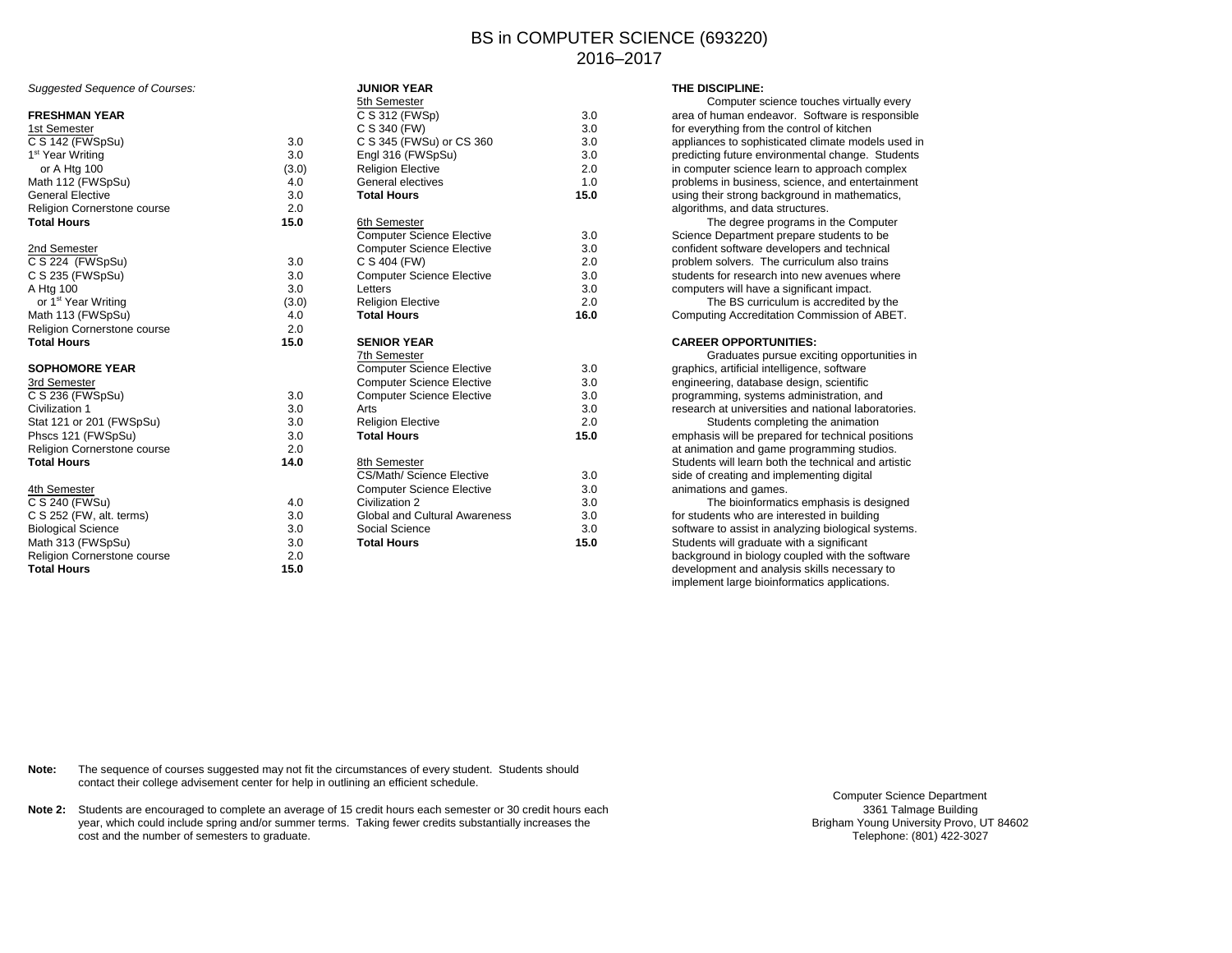# BS in COMPUTER SCIENCE (693220)
## 2016–2017

*Suggested Sequence of Courses:*

### FRESHMAN YEAR

| 1st Semester | |
|---|---|
| C S 142 (FWSpSu) | 3.0 |
| 1st Year Writing | 3.0 |
| or A Htg 100 | (3.0) |
| Math 112 (FWSpSu) | 4.0 |
| General Elective | 3.0 |
| Religion Cornerstone course | 2.0 |
| **Total Hours** | **15.0** |

| 2nd Semester | |
|---|---|
| C S 224 (FWSpSu) | 3.0 |
| C S 235 (FWSpSu) | 3.0 |
| A Htg 100 | 3.0 |
| or 1st Year Writing | (3.0) |
| Math 113 (FWSpSu) | 4.0 |
| Religion Cornerstone course | 2.0 |
| **Total Hours** | **15.0** |

### SOPHOMORE YEAR

| 3rd Semester | |
|---|---|
| C S 236 (FWSpSu) | 3.0 |
| Civilization 1 | 3.0 |
| Stat 121 or 201 (FWSpSu) | 3.0 |
| Phscs 121 (FWSpSu) | 3.0 |
| Religion Cornerstone course | 2.0 |
| **Total Hours** | **14.0** |

| 4th Semester | |
|---|---|
| C S 240 (FWSu) | 4.0 |
| C S 252 (FW, alt. terms) | 3.0 |
| Biological Science | 3.0 |
| Math 313 (FWSpSu) | 3.0 |
| Religion Cornerstone course | 2.0 |
| **Total Hours** | **15.0** |

### JUNIOR YEAR

| 5th Semester | |
|---|---|
| C S 312 (FWSp) | 3.0 |
| C S 340 (FW) | 3.0 |
| C S 345 (FWSu) or CS 360 | 3.0 |
| Engl 316 (FWSpSu) | 3.0 |
| Religion Elective | 2.0 |
| General electives | 1.0 |
| **Total Hours** | **15.0** |

| 6th Semester | |
|---|---|
| Computer Science Elective | 3.0 |
| Computer Science Elective | 3.0 |
| C S 404 (FW) | 2.0 |
| Computer Science Elective | 3.0 |
| Letters | 3.0 |
| Religion Elective | 2.0 |
| **Total Hours** | **16.0** |

### SENIOR YEAR

| 7th Semester | |
|---|---|
| Computer Science Elective | 3.0 |
| Computer Science Elective | 3.0 |
| Computer Science Elective | 3.0 |
| Arts | 3.0 |
| Religion Elective | 2.0 |
| **Total Hours** | **15.0** |

| 8th Semester | |
|---|---|
| CS/Math/ Science Elective | 3.0 |
| Computer Science Elective | 3.0 |
| Civilization 2 | 3.0 |
| Global and Cultural Awareness | 3.0 |
| Social Science | 3.0 |
| **Total Hours** | **15.0** |

### THE DISCIPLINE:

Computer science touches virtually every area of human endeavor. Software is responsible for everything from the control of kitchen appliances to sophisticated climate models used in predicting future environmental change. Students in computer science learn to approach complex problems in business, science, and entertainment using their strong background in mathematics, algorithms, and data structures.

The degree programs in the Computer Science Department prepare students to be confident software developers and technical problem solvers. The curriculum also trains students for research into new avenues where computers will have a significant impact.

The BS curriculum is accredited by the Computing Accreditation Commission of ABET.

### CAREER OPPORTUNITIES:

Graduates pursue exciting opportunities in graphics, artificial intelligence, software engineering, database design, scientific programming, systems administration, and research at universities and national laboratories.

Students completing the animation emphasis will be prepared for technical positions at animation and game programming studios. Students will learn both the technical and artistic side of creating and implementing digital animations and games.

The bioinformatics emphasis is designed for students who are interested in building software to assist in analyzing biological systems. Students will graduate with a significant background in biology coupled with the software development and analysis skills necessary to implement large bioinformatics applications.

**Note:** The sequence of courses suggested may not fit the circumstances of every student. Students should contact their college advisement center for help in outlining an efficient schedule.

**Note 2:** Students are encouraged to complete an average of 15 credit hours each semester or 30 credit hours each year, which could include spring and/or summer terms. Taking fewer credits substantially increases the cost and the number of semesters to graduate.

Computer Science Department
3361 Talmage Building
Brigham Young University Provo, UT 84602
Telephone: (801) 422-3027